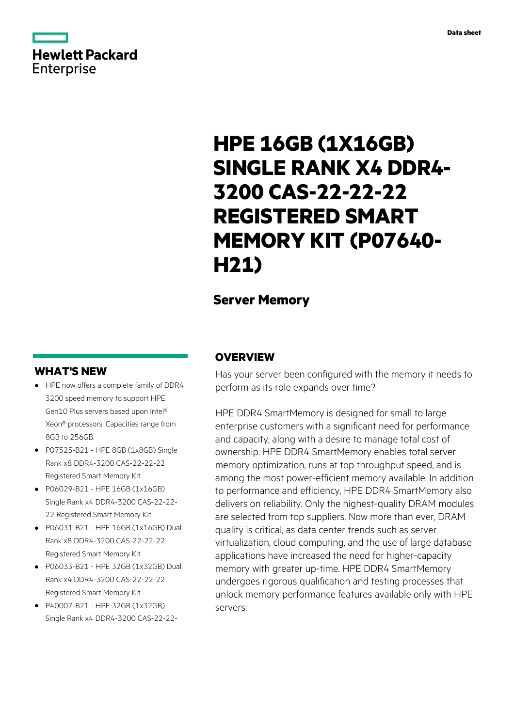Hewlett Packard Enterprise

Data sheet

# HPE 16GB (1X16GB) SINGLE RANK X4 DDR4-3200 CAS-22-22-22 REGISTERED SMART MEMORY KIT (P07640-H21)

## Server Memory

## OVERVIEW

Has your server been configured with the memory it needs to perform as its role expands over time?

HPE DDR4 SmartMemory is designed for small to large enterprise customers with a significant need for performance and capacity, along with a desire to manage total cost of ownership. HPE DDR4 SmartMemory enables total server memory optimization, runs at top throughput speed, and is among the most power-efficient memory available. In addition to performance and efficiency, HPE DDR4 SmartMemory also delivers on reliability. Only the highest-quality DRAM modules are selected from top suppliers. Now more than ever, DRAM quality is critical, as data center trends such as server virtualization, cloud computing, and the use of large database applications have increased the need for higher-capacity memory with greater up-time. HPE DDR4 SmartMemory undergoes rigorous qualification and testing processes that unlock memory performance features available only with HPE servers.

## WHAT'S NEW

- HPE now offers a complete family of DDR4 3200 speed memory to support HPE Gen10 Plus servers based upon Intel® Xeon® processors. Capacities range from 8GB to 256GB.
- P07525-B21 - HPE 8GB (1x8GB) Single Rank x8 DDR4-3200 CAS-22-22-22 Registered Smart Memory Kit
- P06029-B21 - HPE 16GB (1x16GB) Single Rank x4 DDR4-3200 CAS-22-22-22 Registered Smart Memory Kit
- P06031-B21 - HPE 16GB (1x16GB) Dual Rank x8 DDR4-3200 CAS-22-22-22 Registered Smart Memory Kit
- P06033-B21 - HPE 32GB (1x32GB) Dual Rank x4 DDR4-3200 CAS-22-22-22 Registered Smart Memory Kit
- P40007-B21 - HPE 32GB (1x32GB) Single Rank x4 DDR4-3200 CAS-22-22-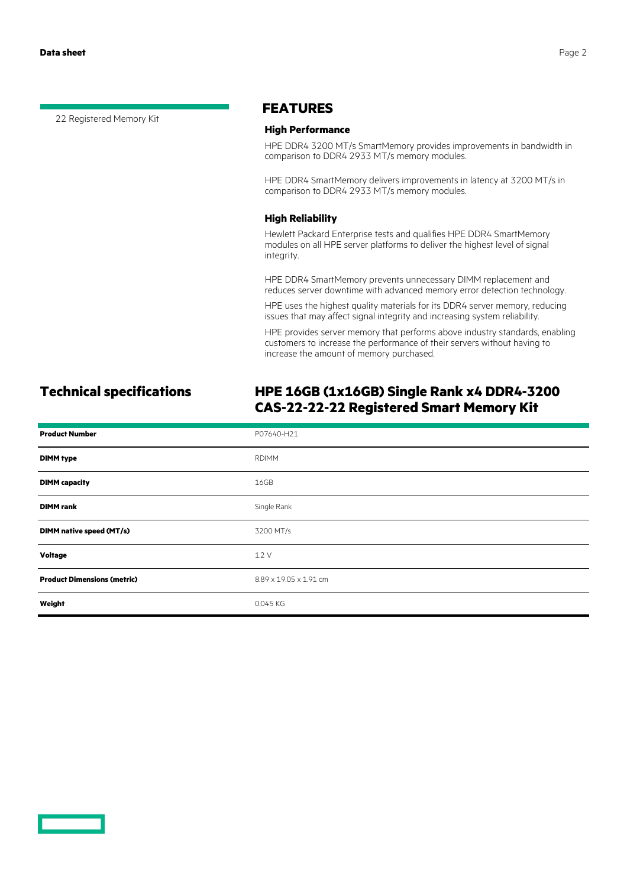22 Registered Memory Kit

## FEATURES

### High Performance

HPE DDR4 3200 MT/s SmartMemory provides improvements in bandwidth in comparison to DDR4 2933 MT/s memory modules.

HPE DDR4 SmartMemory delivers improvements in latency at 3200 MT/s in comparison to DDR4 2933 MT/s memory modules.

### High Reliability

Hewlett Packard Enterprise tests and qualifies HPE DDR4 SmartMemory modules on all HPE server platforms to deliver the highest level of signal integrity.

HPE DDR4 SmartMemory prevents unnecessary DIMM replacement and reduces server downtime with advanced memory error detection technology.

HPE uses the highest quality materials for its DDR4 server memory, reducing issues that may affect signal integrity and increasing system reliability.

HPE provides server memory that performs above industry standards, enabling customers to increase the performance of their servers without having to increase the amount of memory purchased.

## Technical specifications

## HPE 16GB (1x16GB) Single Rank x4 DDR4-3200 CAS-22-22-22 Registered Smart Memory Kit

| | |
|---|---|
| **Product Number** | P07640-H21 |
| **DIMM type** | RDIMM |
| **DIMM capacity** | 16GB |
| **DIMM rank** | Single Rank |
| **DIMM native speed (MT/s)** | 3200 MT/s |
| **Voltage** | 1.2 V |
| **Product Dimensions (metric)** | 8.89 x 19.05 x 1.91 cm |
| **Weight** | 0.045 KG |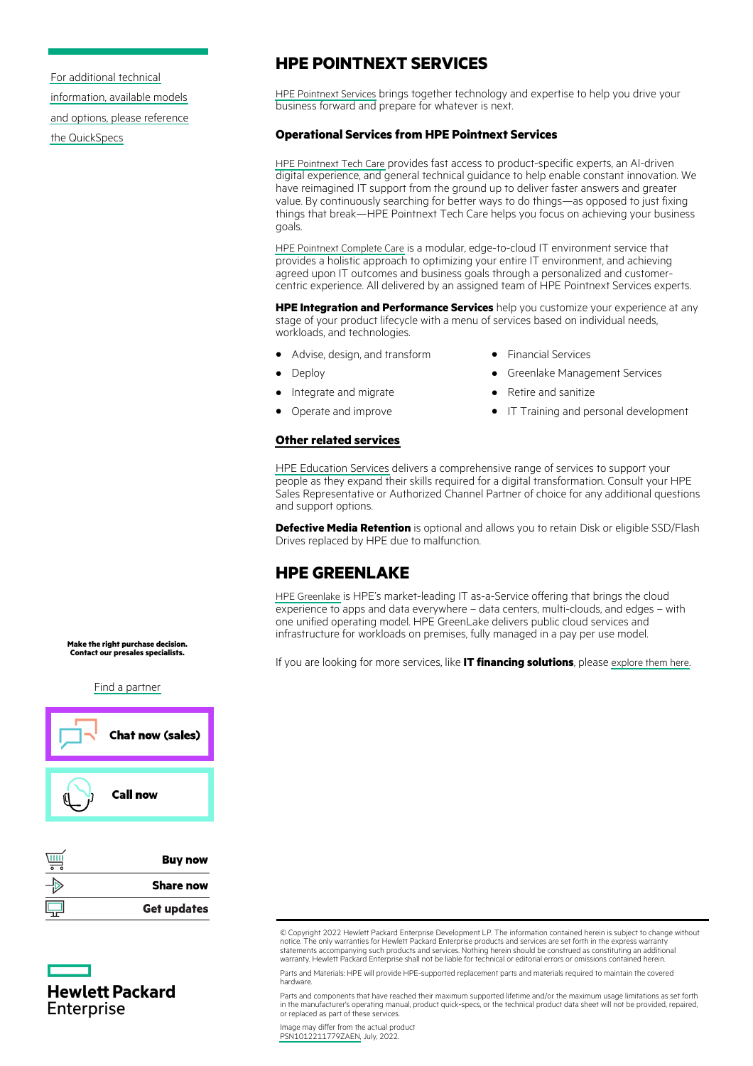For additional technical information, available models and options, please reference the QuickSpecs

## HPE POINTNEXT SERVICES

HPE Pointnext Services brings together technology and expertise to help you drive your business forward and prepare for whatever is next.

### Operational Services from HPE Pointnext Services

HPE Pointnext Tech Care provides fast access to product-specific experts, an AI-driven digital experience, and general technical guidance to help enable constant innovation. We have reimagined IT support from the ground up to deliver faster answers and greater value. By continuously searching for better ways to do things—as opposed to just fixing things that break—HPE Pointnext Tech Care helps you focus on achieving your business goals.

HPE Pointnext Complete Care is a modular, edge-to-cloud IT environment service that provides a holistic approach to optimizing your entire IT environment, and achieving agreed upon IT outcomes and business goals through a personalized and customer-centric experience. All delivered by an assigned team of HPE Pointnext Services experts.

**HPE Integration and Performance Services** help you customize your experience at any stage of your product lifecycle with a menu of services based on individual needs, workloads, and technologies.

- Advise, design, and transform
- Deploy
- Integrate and migrate
- Operate and improve
- Financial Services
- Greenlake Management Services
- Retire and sanitize
- IT Training and personal development

### Other related services

HPE Education Services delivers a comprehensive range of services to support your people as they expand their skills required for a digital transformation. Consult your HPE Sales Representative or Authorized Channel Partner of choice for any additional questions and support options.

**Defective Media Retention** is optional and allows you to retain Disk or eligible SSD/Flash Drives replaced by HPE due to malfunction.

## HPE GREENLAKE

HPE Greenlake is HPE's market-leading IT as-a-Service offering that brings the cloud experience to apps and data everywhere – data centers, multi-clouds, and edges – with one unified operating model. HPE GreenLake delivers public cloud services and infrastructure for workloads on premises, fully managed in a pay per use model.

If you are looking for more services, like **IT financing solutions**, please explore them here.

**Make the right purchase decision. Contact our presales specialists.**

Find a partner

Chat now (sales)

Call now

Buy now

Share now

Get updates

Hewlett Packard Enterprise

© Copyright 2022 Hewlett Packard Enterprise Development LP. The information contained herein is subject to change without notice. The only warranties for Hewlett Packard Enterprise products and services are set forth in the express warranty statements accompanying such products and services. Nothing herein should be construed as constituting an additional warranty. Hewlett Packard Enterprise shall not be liable for technical or editorial errors or omissions contained herein.

Parts and Materials: HPE will provide HPE-supported replacement parts and materials required to maintain the covered hardware.

Parts and components that have reached their maximum supported lifetime and/or the maximum usage limitations as set forth in the manufacturer's operating manual, product quick-specs, or the technical product data sheet will not be provided, repaired, or replaced as part of these services.

Image may differ from the actual product

PSN1012211779ZAEN, July, 2022.